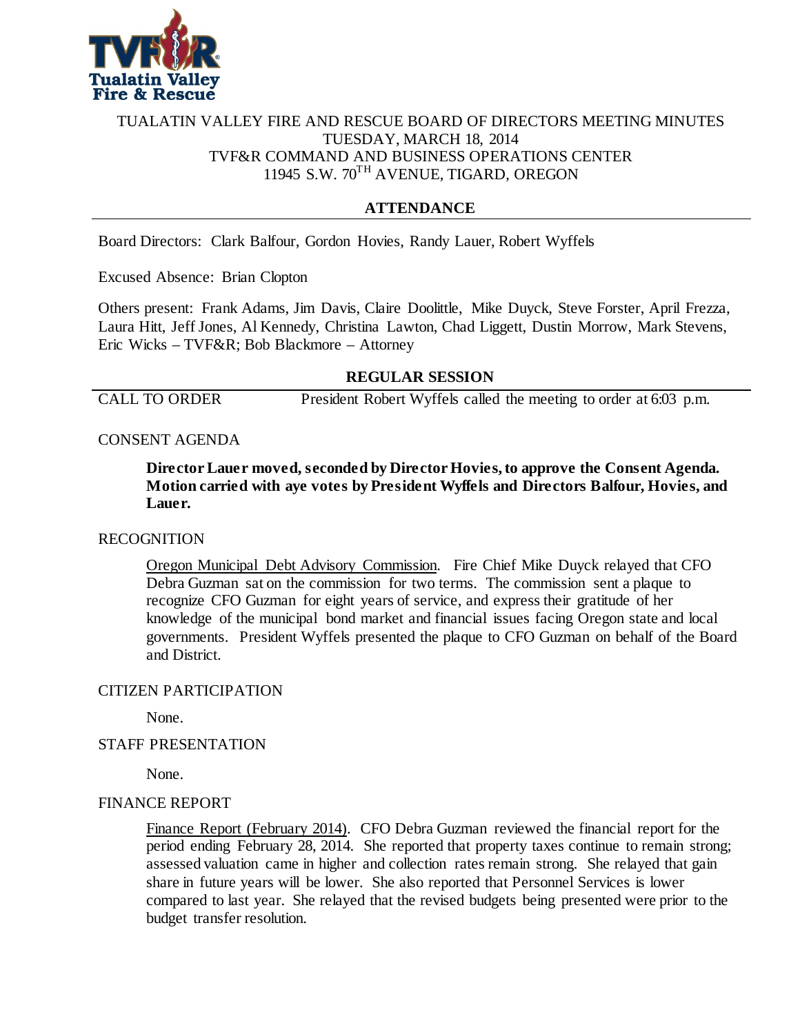TUALATIN VALLEY FIRE AND RESCUE BOARD OF DIRECTORS MEETING MINUTES
TUESDAY, MARCH 18, 2014
TVF&R COMMAND AND BUSINESS OPERATIONS CENTER
11945 S.W. 70TH AVENUE, TIGARD, OREGON

## ATTENDANCE

Board Directors: Clark Balfour, Gordon Hovies, Randy Lauer, Robert Wyffels

Excused Absence: Brian Clopton

Others present: Frank Adams, Jim Davis, Claire Doolittle, Mike Duyck, Steve Forster, April Frezza, Laura Hitt, Jeff Jones, Al Kennedy, Christina Lawton, Chad Liggett, Dustin Morrow, Mark Stevens, Eric Wicks – TVF&R; Bob Blackmore – Attorney

## REGULAR SESSION

CALL TO ORDER President Robert Wyffels called the meeting to order at 6:03 p.m.

CONSENT AGENDA

**Director Lauer moved, seconded by Director Hovies, to approve the Consent Agenda. Motion carried with aye votes by President Wyffels and Directors Balfour, Hovies, and Lauer.**

RECOGNITION

Oregon Municipal Debt Advisory Commission. Fire Chief Mike Duyck relayed that CFO Debra Guzman sat on the commission for two terms. The commission sent a plaque to recognize CFO Guzman for eight years of service, and express their gratitude of her knowledge of the municipal bond market and financial issues facing Oregon state and local governments. President Wyffels presented the plaque to CFO Guzman on behalf of the Board and District.

CITIZEN PARTICIPATION

None.

STAFF PRESENTATION

None.

FINANCE REPORT

Finance Report (February 2014). CFO Debra Guzman reviewed the financial report for the period ending February 28, 2014. She reported that property taxes continue to remain strong; assessed valuation came in higher and collection rates remain strong. She relayed that gain share in future years will be lower. She also reported that Personnel Services is lower compared to last year. She relayed that the revised budgets being presented were prior to the budget transfer resolution.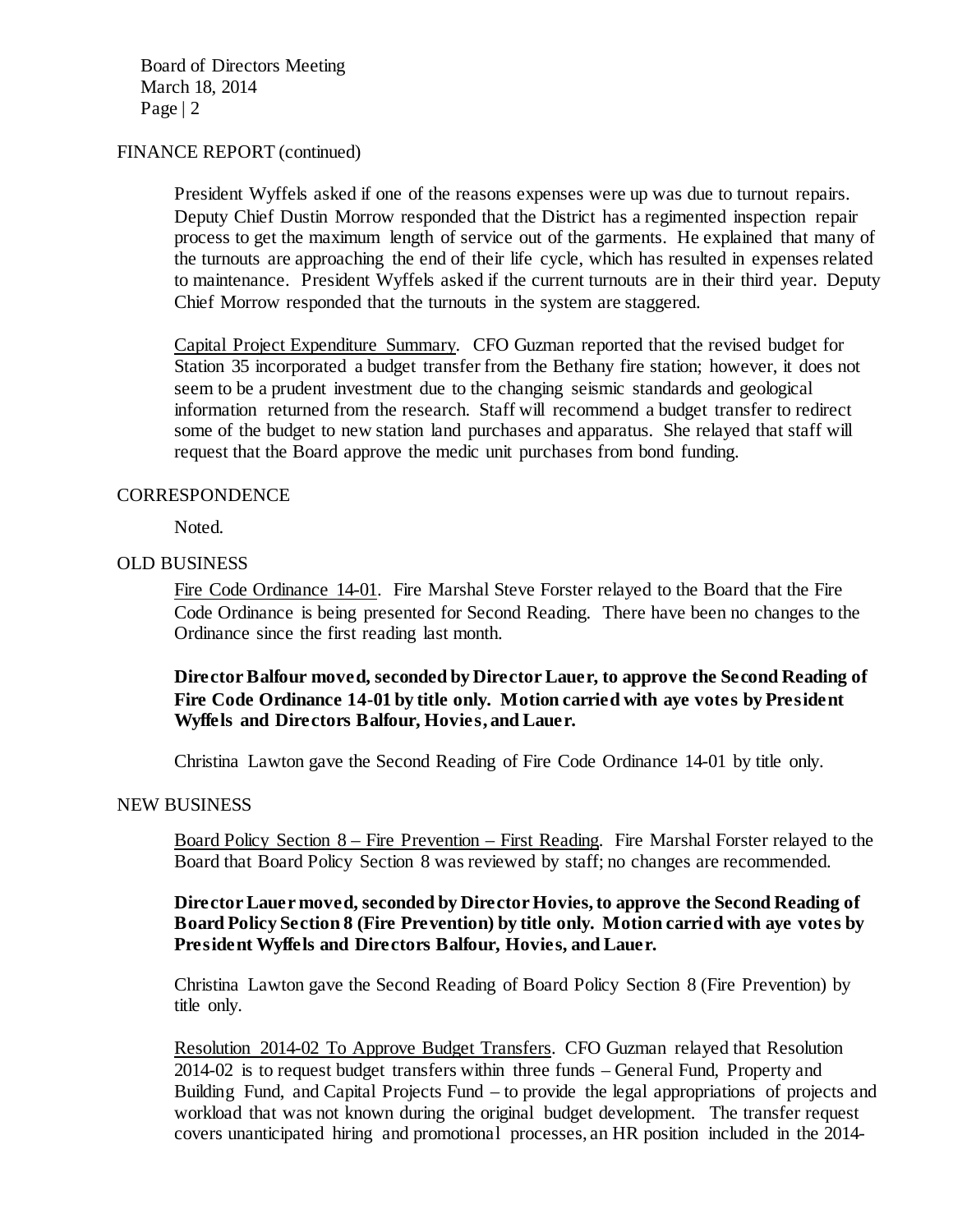FINANCE REPORT (continued)

President Wyffels asked if one of the reasons expenses were up was due to turnout repairs. Deputy Chief Dustin Morrow responded that the District has a regimented inspection repair process to get the maximum length of service out of the garments. He explained that many of the turnouts are approaching the end of their life cycle, which has resulted in expenses related to maintenance. President Wyffels asked if the current turnouts are in their third year. Deputy Chief Morrow responded that the turnouts in the system are staggered.

<u>Capital Project Expenditure Summary</u>. CFO Guzman reported that the revised budget for Station 35 incorporated a budget transfer from the Bethany fire station; however, it does not seem to be a prudent investment due to the changing seismic standards and geological information returned from the research. Staff will recommend a budget transfer to redirect some of the budget to new station land purchases and apparatus. She relayed that staff will request that the Board approve the medic unit purchases from bond funding.

CORRESPONDENCE

Noted.

OLD BUSINESS

<u>Fire Code Ordinance 14-01</u>. Fire Marshal Steve Forster relayed to the Board that the Fire Code Ordinance is being presented for Second Reading. There have been no changes to the Ordinance since the first reading last month.

**Director Balfour moved, seconded by Director Lauer, to approve the Second Reading of Fire Code Ordinance 14-01 by title only. Motion carried with aye votes by President Wyffels and Directors Balfour, Hovies, and Lauer.**

Christina Lawton gave the Second Reading of Fire Code Ordinance 14-01 by title only.

NEW BUSINESS

<u>Board Policy Section 8 – Fire Prevention – First Reading</u>. Fire Marshal Forster relayed to the Board that Board Policy Section 8 was reviewed by staff; no changes are recommended.

**Director Lauer moved, seconded by Director Hovies, to approve the Second Reading of Board Policy Section 8 (Fire Prevention) by title only. Motion carried with aye votes by President Wyffels and Directors Balfour, Hovies, and Lauer.**

Christina Lawton gave the Second Reading of Board Policy Section 8 (Fire Prevention) by title only.

<u>Resolution 2014-02 To Approve Budget Transfers</u>. CFO Guzman relayed that Resolution 2014-02 is to request budget transfers within three funds – General Fund, Property and Building Fund, and Capital Projects Fund – to provide the legal appropriations of projects and workload that was not known during the original budget development. The transfer request covers unanticipated hiring and promotional processes, an HR position included in the 2014-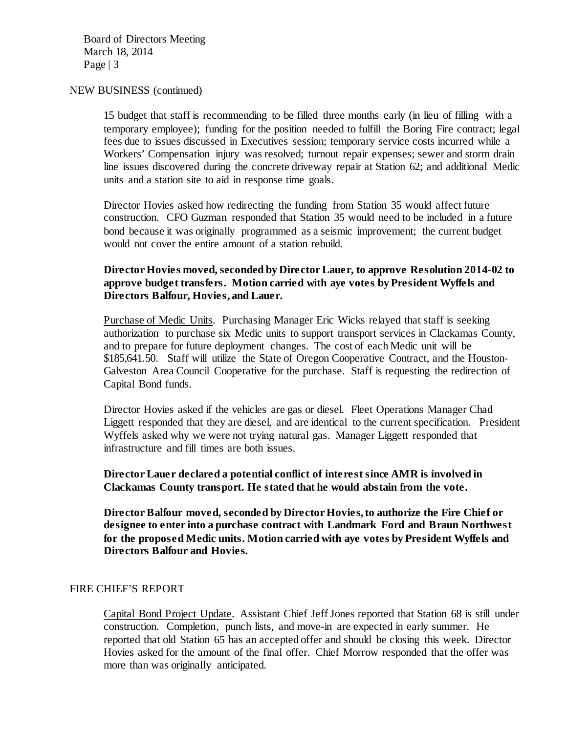NEW BUSINESS (continued)

15 budget that staff is recommending to be filled three months early (in lieu of filling with a temporary employee); funding for the position needed to fulfill the Boring Fire contract; legal fees due to issues discussed in Executives session; temporary service costs incurred while a Workers' Compensation injury was resolved; turnout repair expenses; sewer and storm drain line issues discovered during the concrete driveway repair at Station 62; and additional Medic units and a station site to aid in response time goals.

Director Hovies asked how redirecting the funding from Station 35 would affect future construction. CFO Guzman responded that Station 35 would need to be included in a future bond because it was originally programmed as a seismic improvement; the current budget would not cover the entire amount of a station rebuild.

**Director Hovies moved, seconded by Director Lauer, to approve Resolution 2014-02 to approve budget transfers. Motion carried with aye votes by President Wyffels and Directors Balfour, Hovies, and Lauer.**

<u>Purchase of Medic Units</u>. Purchasing Manager Eric Wicks relayed that staff is seeking authorization to purchase six Medic units to support transport services in Clackamas County, and to prepare for future deployment changes. The cost of each Medic unit will be $185,641.50. Staff will utilize the State of Oregon Cooperative Contract, and the Houston-Galveston Area Council Cooperative for the purchase. Staff is requesting the redirection of Capital Bond funds.

Director Hovies asked if the vehicles are gas or diesel. Fleet Operations Manager Chad Liggett responded that they are diesel, and are identical to the current specification. President Wyffels asked why we were not trying natural gas. Manager Liggett responded that infrastructure and fill times are both issues.

**Director Lauer declared a potential conflict of interest since AMR is involved in Clackamas County transport. He stated that he would abstain from the vote.**

**Director Balfour moved, seconded by Director Hovies, to authorize the Fire Chief or designee to enter into a purchase contract with Landmark Ford and Braun Northwest for the proposed Medic units. Motion carried with aye votes by President Wyffels and Directors Balfour and Hovies.**

FIRE CHIEF'S REPORT

<u>Capital Bond Project Update</u>. Assistant Chief Jeff Jones reported that Station 68 is still under construction. Completion, punch lists, and move-in are expected in early summer. He reported that old Station 65 has an accepted offer and should be closing this week. Director Hovies asked for the amount of the final offer. Chief Morrow responded that the offer was more than was originally anticipated.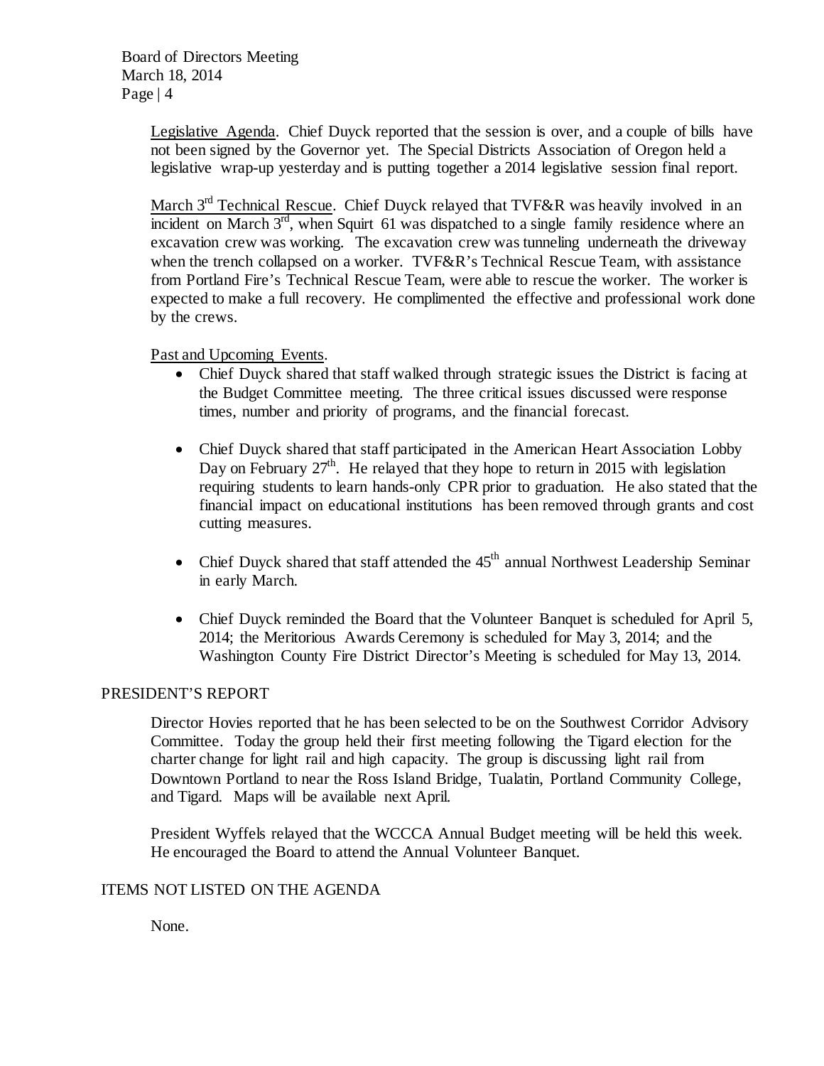Legislative Agenda. Chief Duyck reported that the session is over, and a couple of bills have not been signed by the Governor yet. The Special Districts Association of Oregon held a legislative wrap-up yesterday and is putting together a 2014 legislative session final report.

March 3rd Technical Rescue. Chief Duyck relayed that TVF&R was heavily involved in an incident on March 3rd, when Squirt 61 was dispatched to a single family residence where an excavation crew was working. The excavation crew was tunneling underneath the driveway when the trench collapsed on a worker. TVF&R's Technical Rescue Team, with assistance from Portland Fire's Technical Rescue Team, were able to rescue the worker. The worker is expected to make a full recovery. He complimented the effective and professional work done by the crews.

Past and Upcoming Events.

- Chief Duyck shared that staff walked through strategic issues the District is facing at the Budget Committee meeting. The three critical issues discussed were response times, number and priority of programs, and the financial forecast.
- Chief Duyck shared that staff participated in the American Heart Association Lobby Day on February 27th. He relayed that they hope to return in 2015 with legislation requiring students to learn hands-only CPR prior to graduation. He also stated that the financial impact on educational institutions has been removed through grants and cost cutting measures.
- Chief Duyck shared that staff attended the 45th annual Northwest Leadership Seminar in early March.
- Chief Duyck reminded the Board that the Volunteer Banquet is scheduled for April 5, 2014; the Meritorious Awards Ceremony is scheduled for May 3, 2014; and the Washington County Fire District Director's Meeting is scheduled for May 13, 2014.

## PRESIDENT'S REPORT

Director Hovies reported that he has been selected to be on the Southwest Corridor Advisory Committee. Today the group held their first meeting following the Tigard election for the charter change for light rail and high capacity. The group is discussing light rail from Downtown Portland to near the Ross Island Bridge, Tualatin, Portland Community College, and Tigard. Maps will be available next April.

President Wyffels relayed that the WCCCA Annual Budget meeting will be held this week. He encouraged the Board to attend the Annual Volunteer Banquet.

## ITEMS NOT LISTED ON THE AGENDA

None.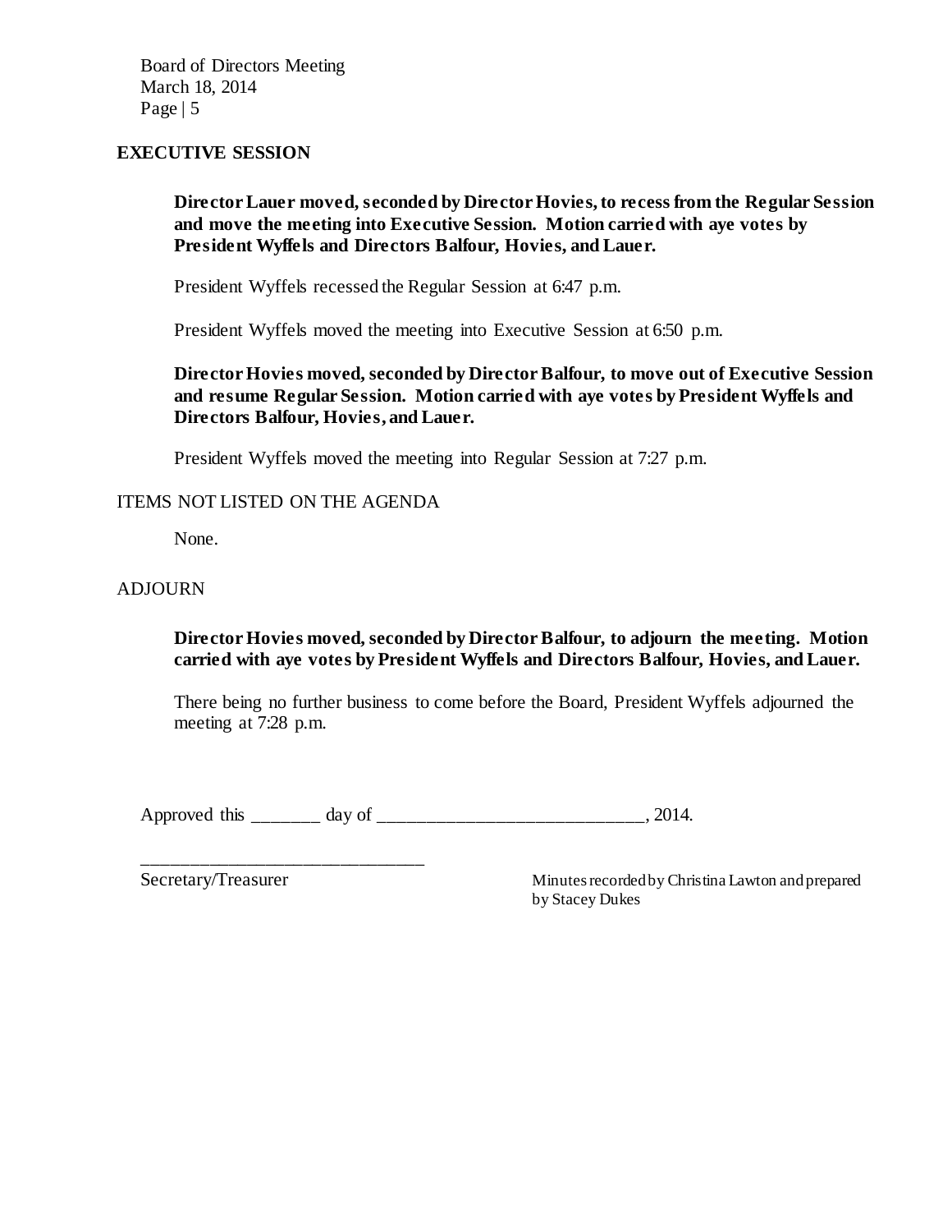## EXECUTIVE SESSION

**Director Lauer moved, seconded by Director Hovies, to recess from the Regular Session and move the meeting into Executive Session. Motion carried with aye votes by President Wyffels and Directors Balfour, Hovies, and Lauer.**

President Wyffels recessed the Regular Session at 6:47 p.m.

President Wyffels moved the meeting into Executive Session at 6:50 p.m.

**Director Hovies moved, seconded by Director Balfour, to move out of Executive Session and resume Regular Session. Motion carried with aye votes by President Wyffels and Directors Balfour, Hovies, and Lauer.**

President Wyffels moved the meeting into Regular Session at 7:27 p.m.

## ITEMS NOT LISTED ON THE AGENDA

None.

## ADJOURN

**Director Hovies moved, seconded by Director Balfour, to adjourn the meeting. Motion carried with aye votes by President Wyffels and Directors Balfour, Hovies, and Lauer.**

There being no further business to come before the Board, President Wyffels adjourned the meeting at 7:28 p.m.

Approved this _______ day of ____________________________, 2014.

______________________________
Secretary/Treasurer

Minutes recorded by Christina Lawton and prepared by Stacey Dukes